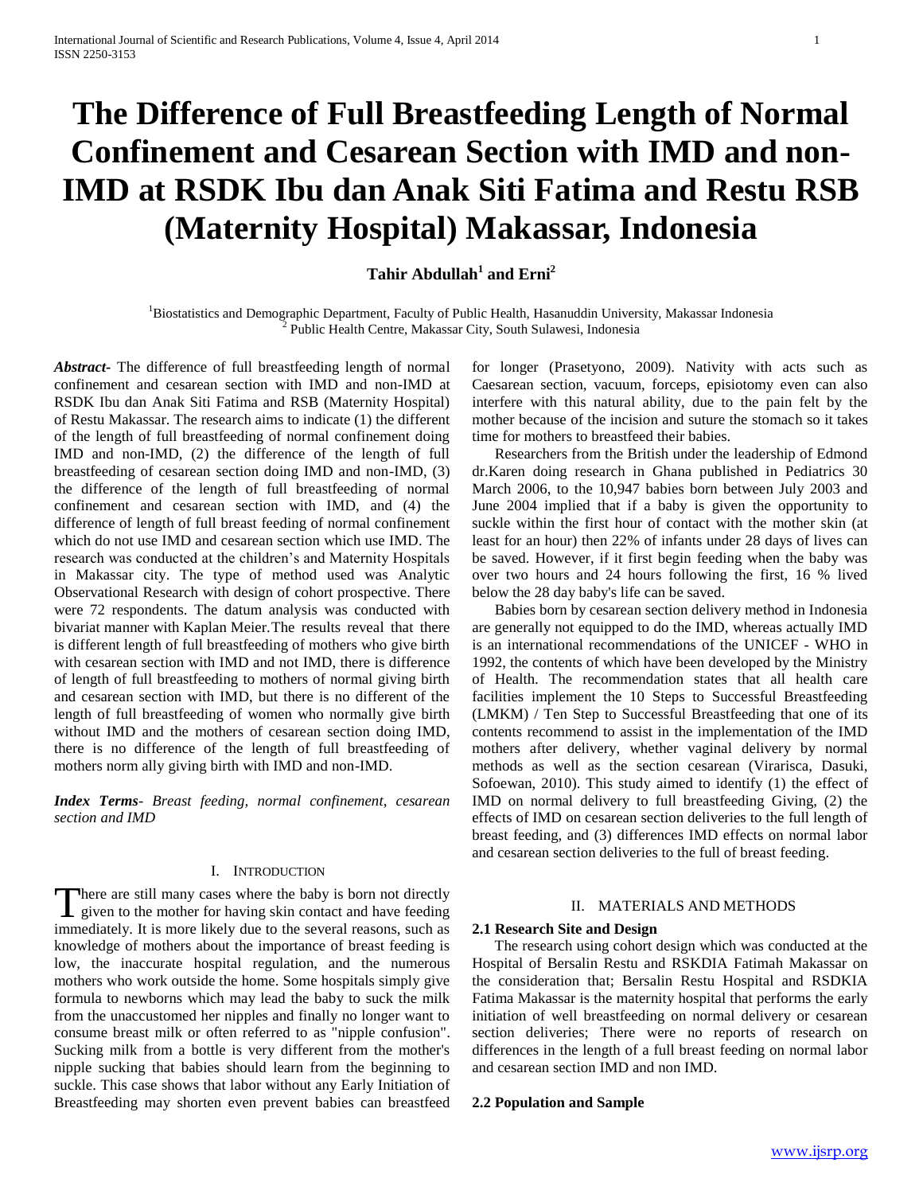# The Difference of Full Breastfeeding Length of Normal Confinement and Cesarean Section with IMD and non-IMD at RSDK Ibu dan Anak Siti Fatima and Restu RSB (Maternity Hospital) Makassar, Indonesia

**Tahir Abdullah[1] and Erni[2]**

[1]Biostatistics and Demographic Department, Faculty of Public Health, Hasanuddin University, Makassar Indonesia
[2] Public Health Centre, Makassar City, South Sulawesi, Indonesia

***Abstract***- The difference of full breastfeeding length of normal confinement and cesarean section with IMD and non-IMD at RSDK Ibu dan Anak Siti Fatima and RSB (Maternity Hospital) of Restu Makassar. The research aims to indicate (1) the different of the length of full breastfeeding of normal confinement doing IMD and non-IMD, (2) the difference of the length of full breastfeeding of cesarean section doing IMD and non-IMD, (3) the difference of the length of full breastfeeding of normal confinement and cesarean section with IMD, and (4) the difference of length of full breast feeding of normal confinement which do not use IMD and cesarean section which use IMD. The research was conducted at the children's and Maternity Hospitals in Makassar city. The type of method used was Analytic Observational Research with design of cohort prospective. There were 72 respondents. The datum analysis was conducted with bivariat manner with Kaplan Meier.The results reveal that there is different length of full breastfeeding of mothers who give birth with cesarean section with IMD and not IMD, there is difference of length of full breastfeeding to mothers of normal giving birth and cesarean section with IMD, but there is no different of the length of full breastfeeding of women who normally give birth without IMD and the mothers of cesarean section doing IMD, there is no difference of the length of full breastfeeding of mothers norm ally giving birth with IMD and non-IMD.

***Index Terms***- *Breast feeding, normal confinement, cesarean section and IMD*

## I. Introduction

There are still many cases where the baby is born not directly given to the mother for having skin contact and have feeding immediately. It is more likely due to the several reasons, such as knowledge of mothers about the importance of breast feeding is low, the inaccurate hospital regulation, and the numerous mothers who work outside the home. Some hospitals simply give formula to newborns which may lead the baby to suck the milk from the unaccustomed her nipples and finally no longer want to consume breast milk or often referred to as "nipple confusion". Sucking milk from a bottle is very different from the mother's nipple sucking that babies should learn from the beginning to suckle. This case shows that labor without any Early Initiation of Breastfeeding may shorten even prevent babies can breastfeed for longer (Prasetyono, 2009). Nativity with acts such as Caesarean section, vacuum, forceps, episiotomy even can also interfere with this natural ability, due to the pain felt by the mother because of the incision and suture the stomach so it takes time for mothers to breastfeed their babies.

Researchers from the British under the leadership of Edmond dr.Karen doing research in Ghana published in Pediatrics 30 March 2006, to the 10,947 babies born between July 2003 and June 2004 implied that if a baby is given the opportunity to suckle within the first hour of contact with the mother skin (at least for an hour) then 22% of infants under 28 days of lives can be saved. However, if it first begin feeding when the baby was over two hours and 24 hours following the first, 16 % lived below the 28 day baby's life can be saved.

Babies born by cesarean section delivery method in Indonesia are generally not equipped to do the IMD, whereas actually IMD is an international recommendations of the UNICEF - WHO in 1992, the contents of which have been developed by the Ministry of Health. The recommendation states that all health care facilities implement the 10 Steps to Successful Breastfeeding (LMKM) / Ten Step to Successful Breastfeeding that one of its contents recommend to assist in the implementation of the IMD mothers after delivery, whether vaginal delivery by normal methods as well as the section cesarean (Virarisca, Dasuki, Sofoewan, 2010). This study aimed to identify (1) the effect of IMD on normal delivery to full breastfeeding Giving, (2) the effects of IMD on cesarean section deliveries to the full length of breast feeding, and (3) differences IMD effects on normal labor and cesarean section deliveries to the full of breast feeding.

## II. Materials and Methods

### 2.1 Research Site and Design

The research using cohort design which was conducted at the Hospital of Bersalin Restu and RSKDIA Fatimah Makassar on the consideration that; Bersalin Restu Hospital and RSDKIA Fatima Makassar is the maternity hospital that performs the early initiation of well breastfeeding on normal delivery or cesarean section deliveries; There were no reports of research on differences in the length of a full breast feeding on normal labor and cesarean section IMD and non IMD.

### 2.2 Population and Sample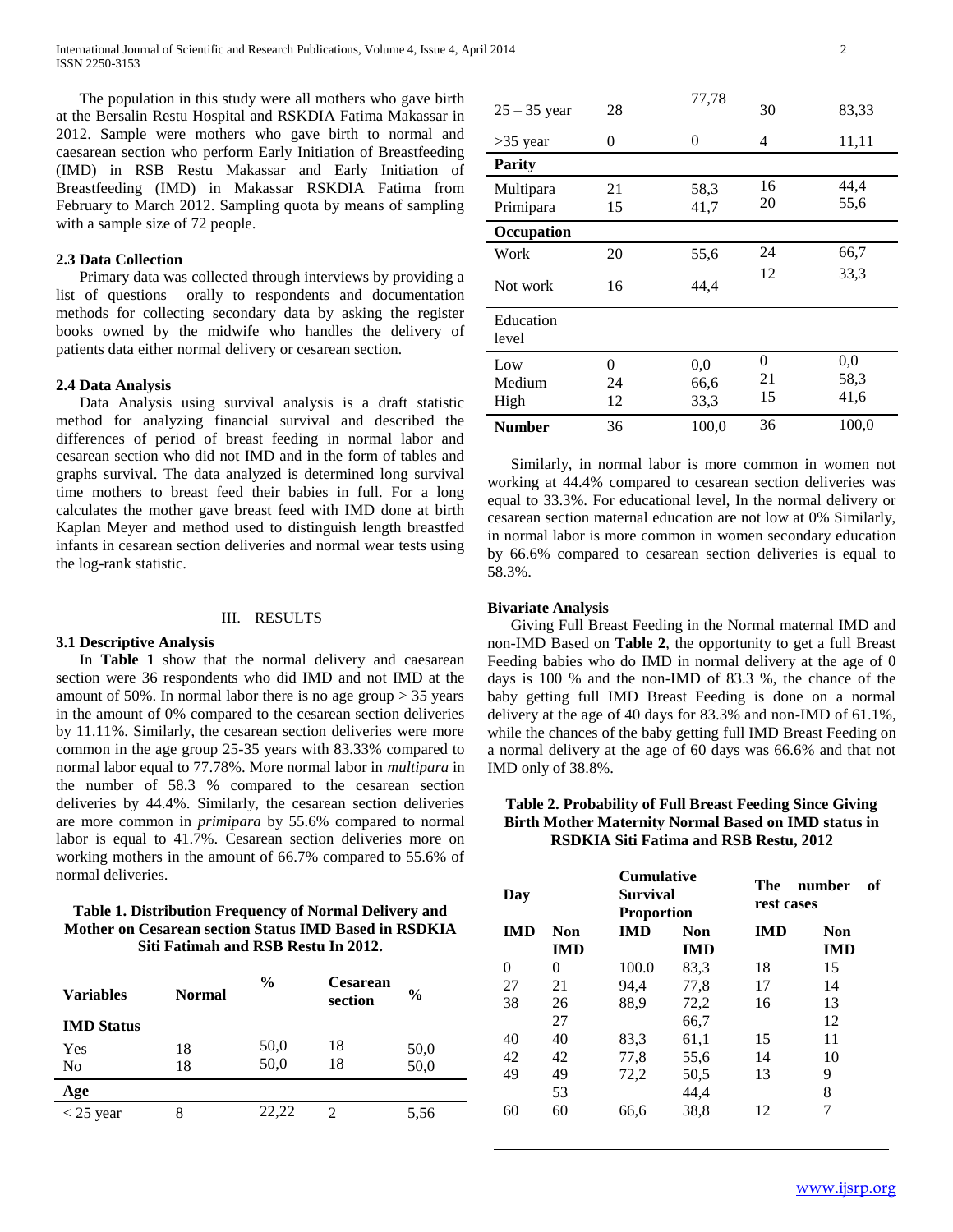The population in this study were all mothers who gave birth at the Bersalin Restu Hospital and RSKDIA Fatima Makassar in 2012. Sample were mothers who gave birth to normal and caesarean section who perform Early Initiation of Breastfeeding (IMD) in RSB Restu Makassar and Early Initiation of Breastfeeding (IMD) in Makassar RSKDIA Fatima from February to March 2012. Sampling quota by means of sampling with a sample size of 72 people.

### 2.3 Data Collection

Primary data was collected through interviews by providing a list of questions orally to respondents and documentation methods for collecting secondary data by asking the register books owned by the midwife who handles the delivery of patients data either normal delivery or cesarean section.

### 2.4 Data Analysis

Data Analysis using survival analysis is a draft statistic method for analyzing financial survival and described the differences of period of breast feeding in normal labor and cesarean section who did not IMD and in the form of tables and graphs survival. The data analyzed is determined long survival time mothers to breast feed their babies in full. For a long calculates the mother gave breast feed with IMD done at birth Kaplan Meyer and method used to distinguish length breastfed infants in cesarean section deliveries and normal wear tests using the log-rank statistic.

## III. RESULTS

### 3.1 Descriptive Analysis

In **Table 1** show that the normal delivery and caesarean section were 36 respondents who did IMD and not IMD at the amount of 50%. In normal labor there is no age group > 35 years in the amount of 0% compared to the cesarean section deliveries by 11.11%. Similarly, the cesarean section deliveries were more common in the age group 25-35 years with 83.33% compared to normal labor equal to 77.78%. More normal labor in *multipara* in the number of 58.3 % compared to the cesarean section deliveries by 44.4%. Similarly, the cesarean section deliveries are more common in *primipara* by 55.6% compared to normal labor is equal to 41.7%. Cesarean section deliveries more on working mothers in the amount of 66.7% compared to 55.6% of normal deliveries.

**Table 1. Distribution Frequency of Normal Delivery and Mother on Cesarean section Status IMD Based in RSDKIA Siti Fatimah and RSB Restu In 2012.**

| Variables | Normal | % | Cesarean section | % |
|---|---|---|---|---|
| **IMD Status** | | | | |
| Yes | 18 | 50,0 | 18 | 50,0 |
| No | 18 | 50,0 | 18 | 50,0 |
| **Age** | | | | |
| < 25 year | 8 | 22,22 | 2 | 5,56 |
| 25 – 35 year | 28 | 77,78 | 30 | 83,33 |
| >35 year | 0 | 0 | 4 | 11,11 |
| **Parity** | | | | |
| Multipara | 21 | 58,3 | 16 | 44,4 |
| Primipara | 15 | 41,7 | 20 | 55,6 |
| **Occupation** | | | | |
| Work | 20 | 55,6 | 24 | 66,7 |
| Not work | 16 | 44,4 | 12 | 33,3 |
| Education level | | | | |
| Low | 0 | 0,0 | 0 | 0,0 |
| Medium | 24 | 66,6 | 21 | 58,3 |
| High | 12 | 33,3 | 15 | 41,6 |
| **Number** | 36 | 100,0 | 36 | 100,0 |

Similarly, in normal labor is more common in women not working at 44.4% compared to cesarean section deliveries was equal to 33.3%. For educational level, In the normal delivery or cesarean section maternal education are not low at 0% Similarly, in normal labor is more common in women secondary education by 66.6% compared to cesarean section deliveries is equal to 58.3%.

### Bivariate Analysis

Giving Full Breast Feeding in the Normal maternal IMD and non-IMD Based on **Table 2**, the opportunity to get a full Breast Feeding babies who do IMD in normal delivery at the age of 0 days is 100 % and the non-IMD of 83.3 %, the chance of the baby getting full IMD Breast Feeding is done on a normal delivery at the age of 40 days for 83.3% and non-IMD of 61.1%, while the chances of the baby getting full IMD Breast Feeding on a normal delivery at the age of 60 days was 66.6% and that not IMD only of 38.8%.

**Table 2. Probability of Full Breast Feeding Since Giving Birth Mother Maternity Normal Based on IMD status in RSDKIA Siti Fatima and RSB Restu, 2012**

| Day | | Cumulative Survival Proportion | | The number of rest cases | |
|---|---|---|---|---|---|
| **IMD** | **Non IMD** | **IMD** | **Non IMD** | **IMD** | **Non IMD** |
| 0 | 0 | 100.0 | 83,3 | 18 | 15 |
| 27 | 21 | 94,4 | 77,8 | 17 | 14 |
| 38 | 26 | 88,9 | 72,2 | 16 | 13 |
| | 27 | | 66,7 | | 12 |
| 40 | 40 | 83,3 | 61,1 | 15 | 11 |
| 42 | 42 | 77,8 | 55,6 | 14 | 10 |
| 49 | 49 | 72,2 | 50,5 | 13 | 9 |
| | 53 | | 44,4 | | 8 |
| 60 | 60 | 66,6 | 38,8 | 12 | 7 |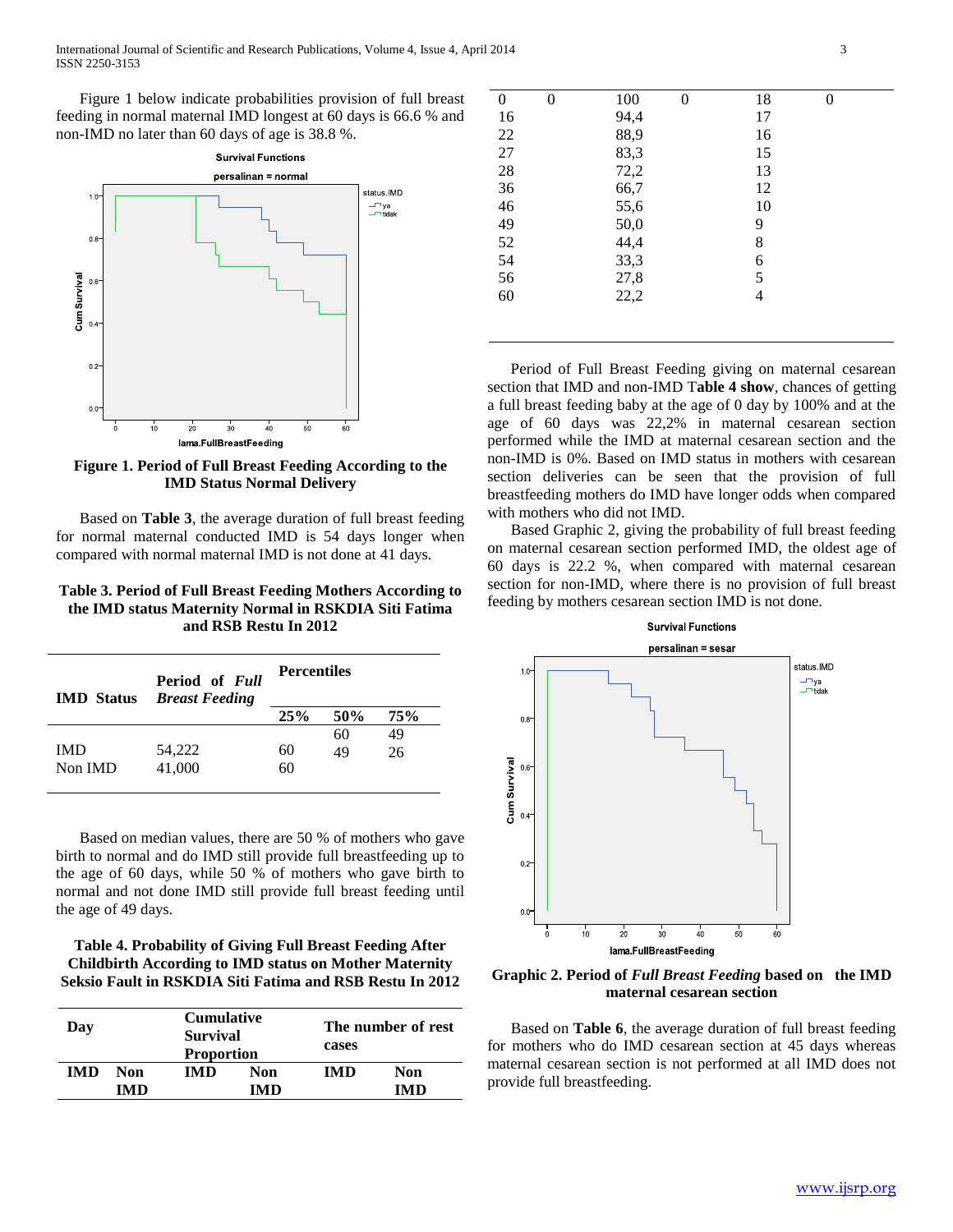Figure 1 below indicate probabilities provision of full breast feeding in normal maternal IMD longest at 60 days is 66.6 % and non-IMD no later than 60 days of age is 38.8 %.

**Figure 1. Period of Full Breast Feeding According to the IMD Status Normal Delivery**

Based on **Table 3**, the average duration of full breast feeding for normal maternal conducted IMD is 54 days longer when compared with normal maternal IMD is not done at 41 days.

**Table 3. Period of Full Breast Feeding Mothers According to the IMD status Maternity Normal in RSKDIA Siti Fatima and RSB Restu In 2012**

| IMD Status | Period of *Full Breast Feeding* | Percentiles | | |
|---|---|---|---|---|
| | | 25% | 50% | 75% |
| | | | 60 | 49 |
| IMD | 54,222 | 60 | 49 | 26 |
| Non IMD | 41,000 | 60 | | |

Based on median values, there are 50 % of mothers who gave birth to normal and do IMD still provide full breastfeeding up to the age of 60 days, while 50 % of mothers who gave birth to normal and not done IMD still provide full breast feeding until the age of 49 days.

**Table 4. Probability of Giving Full Breast Feeding After Childbirth According to IMD status on Mother Maternity Seksio Fault in RSKDIA Siti Fatima and RSB Restu In 2012**

| Day | | Cumulative Survival Proportion | | The number of rest cases | |
|---|---|---|---|---|---|
| IMD | Non IMD | IMD | Non IMD | IMD | Non IMD |
| 0 | 0 | 100 | 0 | 18 | 0 |
| 16 | | 94,4 | | 17 | |
| 22 | | 88,9 | | 16 | |
| 27 | | 83,3 | | 15 | |
| 28 | | 72,2 | | 13 | |
| 36 | | 66,7 | | 12 | |
| 46 | | 55,6 | | 10 | |
| 49 | | 50,0 | | 9 | |
| 52 | | 44,4 | | 8 | |
| 54 | | 33,3 | | 6 | |
| 56 | | 27,8 | | 5 | |
| 60 | | 22,2 | | 4 | |

Period of Full Breast Feeding giving on maternal cesarean section that IMD and non-IMD T**able 4 show**, chances of getting a full breast feeding baby at the age of 0 day by 100% and at the age of 60 days was 22,2% in maternal cesarean section performed while the IMD at maternal cesarean section and the non-IMD is 0%. Based on IMD status in mothers with cesarean section deliveries can be seen that the provision of full breastfeeding mothers do IMD have longer odds when compared with mothers who did not IMD.

Based Graphic 2, giving the probability of full breast feeding on maternal cesarean section performed IMD, the oldest age of 60 days is 22.2 %, when compared with maternal cesarean section for non-IMD, where there is no provision of full breast feeding by mothers cesarean section IMD is not done.

**Graphic 2. Period of *Full Breast Feeding* based on the IMD maternal cesarean section**

Based on **Table 6**, the average duration of full breast feeding for mothers who do IMD cesarean section at 45 days whereas maternal cesarean section is not performed at all IMD does not provide full breastfeeding.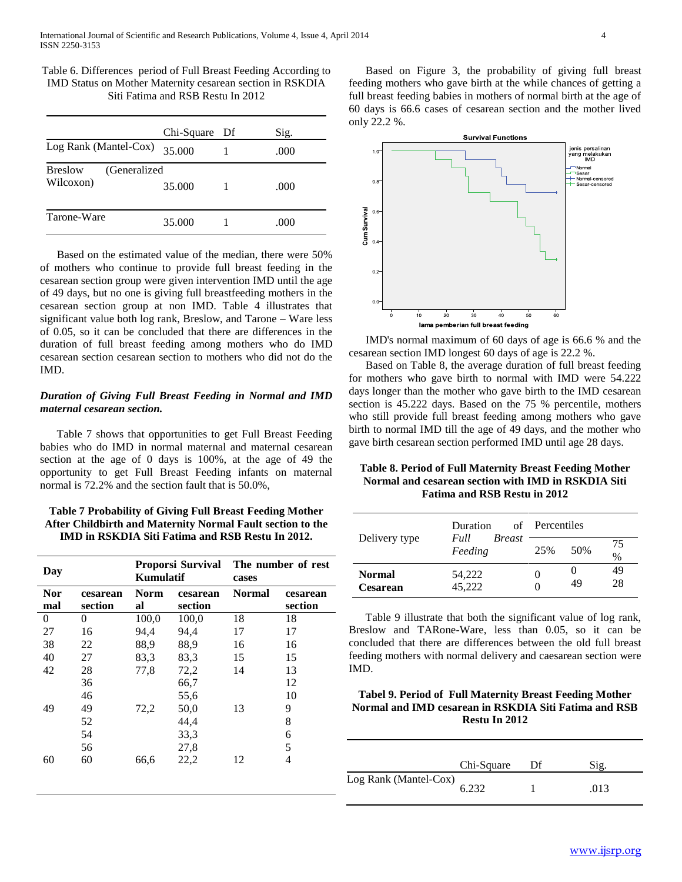Table 6. Differences period of Full Breast Feeding According to IMD Status on Mother Maternity cesarean section in RSKDIA Siti Fatima and RSB Restu In 2012

| | Chi-Square | Df | Sig. |
|---|---|---|---|
| Log Rank (Mantel-Cox) | 35.000 | 1 | .000 |
| Breslow (Generalized Wilcoxon) | 35.000 | 1 | .000 |
| Tarone-Ware | 35.000 | 1 | .000 |

Based on the estimated value of the median, there were 50% of mothers who continue to provide full breast feeding in the cesarean section group were given intervention IMD until the age of 49 days, but no one is giving full breastfeeding mothers in the cesarean section group at non IMD. Table 4 illustrates that significant value both log rank, Breslow, and Tarone – Ware less of 0.05, so it can be concluded that there are differences in the duration of full breast feeding among mothers who do IMD cesarean section cesarean section to mothers who did not do the IMD.

### *Duration of Giving Full Breast Feeding in Normal and IMD maternal cesarean section.*

Table 7 shows that opportunities to get Full Breast Feeding babies who do IMD in normal maternal and maternal cesarean section at the age of 0 days is 100%, at the age of 49 the opportunity to get Full Breast Feeding infants on maternal normal is 72.2% and the section fault that is 50.0%,

**Table 7 Probability of Giving Full Breast Feeding Mother After Childbirth and Maternity Normal Fault section to the IMD in RSKDIA Siti Fatima and RSB Restu In 2012.**

| Day | | Proporsi Survival Kumulatif | | The number of rest cases | |
|---|---|---|---|---|---|
| **Normal** | **cesarean section** | **Normal** | **cesarean section** | **Normal** | **cesarean section** |
| 0 | 0 | 100,0 | 100,0 | 18 | 18 |
| 27 | 16 | 94,4 | 94,4 | 17 | 17 |
| 38 | 22 | 88,9 | 88,9 | 16 | 16 |
| 40 | 27 | 83,3 | 83,3 | 15 | 15 |
| 42 | 28 | 77,8 | 72,2 | 14 | 13 |
| | 36 | | 66,7 | | 12 |
| | 46 | | 55,6 | | 10 |
| 49 | 49 | 72,2 | 50,0 | 13 | 9 |
| | 52 | | 44,4 | | 8 |
| | 54 | | 33,3 | | 6 |
| | 56 | | 27,8 | | 5 |
| 60 | 60 | 66,6 | 22,2 | 12 | 4 |

Based on Figure 3, the probability of giving full breast feeding mothers who gave birth at the while chances of getting a full breast feeding babies in mothers of normal birth at the age of 60 days is 66.6 cases of cesarean section and the mother lived only 22.2 %.

IMD's normal maximum of 60 days of age is 66.6 % and the cesarean section IMD longest 60 days of age is 22.2 %.

Based on Table 8, the average duration of full breast feeding for mothers who gave birth to normal with IMD were 54.222 days longer than the mother who gave birth to the IMD cesarean section is 45.222 days. Based on the 75 % percentile, mothers who still provide full breast feeding among mothers who gave birth to normal IMD till the age of 49 days, and the mother who gave birth cesarean section performed IMD until age 28 days.

**Table 8. Period of Full Maternity Breast Feeding Mother Normal and cesarean section with IMD in RSKDIA Siti Fatima and RSB Restu in 2012**

| Delivery type | Duration of *Full Breast Feeding* | Percentiles | | |
|---|---|---|---|---|
| | | 25% | 50% | 75 % |
| **Normal** | 54,222 | 0 | 0 | 49 |
| **Cesarean** | 45,222 | 0 | 49 | 28 |

Table 9 illustrate that both the significant value of log rank, Breslow and TARone-Ware, less than 0.05, so it can be concluded that there are differences between the old full breast feeding mothers with normal delivery and caesarean section were IMD.

**Tabel 9. Period of Full Maternity Breast Feeding Mother Normal and IMD cesarean in RSKDIA Siti Fatima and RSB Restu In 2012**

| | Chi-Square | Df | Sig. |
|---|---|---|---|
| Log Rank (Mantel-Cox) | 6.232 | 1 | .013 |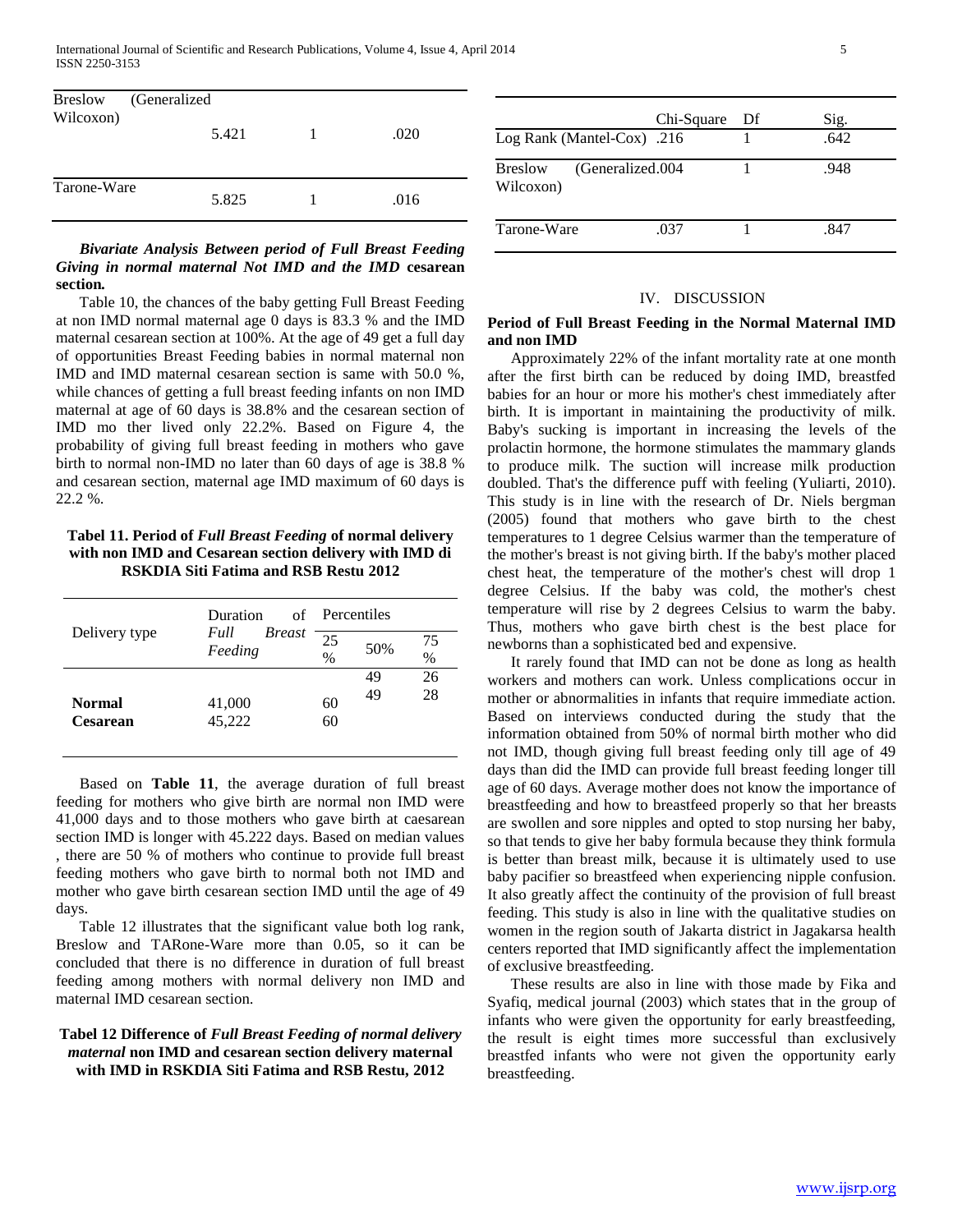| | | | |
|---|---|---|---|
| Breslow (Generalized Wilcoxon) | 5.421 | 1 | .020 |
| Tarone-Ware | 5.825 | 1 | .016 |

***Bivariate Analysis Between period of Full Breast Feeding Giving in normal maternal Not IMD and the IMD* cesarean section.**

Table 10, the chances of the baby getting Full Breast Feeding at non IMD normal maternal age 0 days is 83.3 % and the IMD maternal cesarean section at 100%. At the age of 49 get a full day of opportunities Breast Feeding babies in normal maternal non IMD and IMD maternal cesarean section is same with 50.0 %, while chances of getting a full breast feeding infants on non IMD maternal at age of 60 days is 38.8% and the cesarean section of IMD mo ther lived only 22.2%. Based on Figure 4, the probability of giving full breast feeding in mothers who gave birth to normal non-IMD no later than 60 days of age is 38.8 % and cesarean section, maternal age IMD maximum of 60 days is 22.2 %.

**Tabel 11. Period of *Full Breast Feeding* of normal delivery with non IMD and Cesarean section delivery with IMD di RSKDIA Siti Fatima and RSB Restu 2012**

| Delivery type | Duration of *Full Breast Feeding* | Percentiles | | |
|---|---|---|---|---|
| | | 25 % | 50% | 75 % |
| | | | 49 | 26 |
| **Normal** | 41,000 | 60 | 49 | 28 |
| **Cesarean** | 45,222 | 60 | | |

Based on **Table 11**, the average duration of full breast feeding for mothers who give birth are normal non IMD were 41,000 days and to those mothers who gave birth at caesarean section IMD is longer with 45.222 days. Based on median values , there are 50 % of mothers who continue to provide full breast feeding mothers who gave birth to normal both not IMD and mother who gave birth cesarean section IMD until the age of 49 days.

Table 12 illustrates that the significant value both log rank, Breslow and TARone-Ware more than 0.05, so it can be concluded that there is no difference in duration of full breast feeding among mothers with normal delivery non IMD and maternal IMD cesarean section.

**Tabel 12 Difference of *Full Breast Feeding of normal delivery maternal* non IMD and cesarean section delivery maternal with IMD in RSKDIA Siti Fatima and RSB Restu, 2012**

| | Chi-Square | Df | Sig. |
|---|---|---|---|
| Log Rank (Mantel-Cox) | .216 | 1 | .642 |
| Breslow (Generalized Wilcoxon) | .004 | 1 | .948 |
| Tarone-Ware | .037 | 1 | .847 |

## IV. DISCUSSION

### Period of Full Breast Feeding in the Normal Maternal IMD and non IMD

Approximately 22% of the infant mortality rate at one month after the first birth can be reduced by doing IMD, breastfed babies for an hour or more his mother's chest immediately after birth. It is important in maintaining the productivity of milk. Baby's sucking is important in increasing the levels of the prolactin hormone, the hormone stimulates the mammary glands to produce milk. The suction will increase milk production doubled. That's the difference puff with feeling (Yuliarti, 2010). This study is in line with the research of Dr. Niels bergman (2005) found that mothers who gave birth to the chest temperatures to 1 degree Celsius warmer than the temperature of the mother's breast is not giving birth. If the baby's mother placed chest heat, the temperature of the mother's chest will drop 1 degree Celsius. If the baby was cold, the mother's chest temperature will rise by 2 degrees Celsius to warm the baby. Thus, mothers who gave birth chest is the best place for newborns than a sophisticated bed and expensive.

It rarely found that IMD can not be done as long as health workers and mothers can work. Unless complications occur in mother or abnormalities in infants that require immediate action. Based on interviews conducted during the study that the information obtained from 50% of normal birth mother who did not IMD, though giving full breast feeding only till age of 49 days than did the IMD can provide full breast feeding longer till age of 60 days. Average mother does not know the importance of breastfeeding and how to breastfeed properly so that her breasts are swollen and sore nipples and opted to stop nursing her baby, so that tends to give her baby formula because they think formula is better than breast milk, because it is ultimately used to use baby pacifier so breastfeed when experiencing nipple confusion. It also greatly affect the continuity of the provision of full breast feeding. This study is also in line with the qualitative studies on women in the region south of Jakarta district in Jagakarsa health centers reported that IMD significantly affect the implementation of exclusive breastfeeding.

These results are also in line with those made by Fika and Syafiq, medical journal (2003) which states that in the group of infants who were given the opportunity for early breastfeeding, the result is eight times more successful than exclusively breastfed infants who were not given the opportunity early breastfeeding.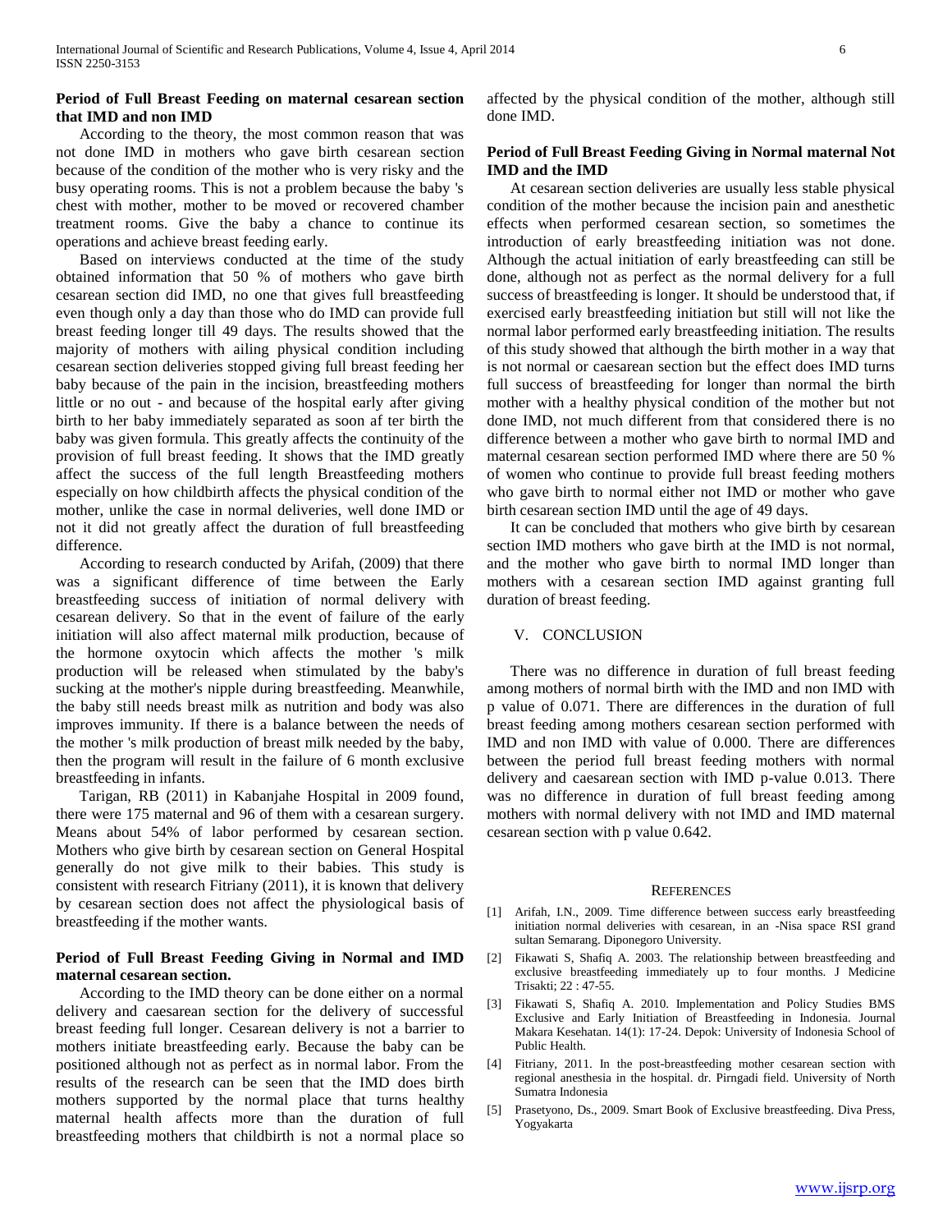**Period of Full Breast Feeding on maternal cesarean section that IMD and non IMD**

According to the theory, the most common reason that was not done IMD in mothers who gave birth cesarean section because of the condition of the mother who is very risky and the busy operating rooms. This is not a problem because the baby 's chest with mother, mother to be moved or recovered chamber treatment rooms. Give the baby a chance to continue its operations and achieve breast feeding early.

Based on interviews conducted at the time of the study obtained information that 50 % of mothers who gave birth cesarean section did IMD, no one that gives full breastfeeding even though only a day than those who do IMD can provide full breast feeding longer till 49 days. The results showed that the majority of mothers with ailing physical condition including cesarean section deliveries stopped giving full breast feeding her baby because of the pain in the incision, breastfeeding mothers little or no out - and because of the hospital early after giving birth to her baby immediately separated as soon af ter birth the baby was given formula. This greatly affects the continuity of the provision of full breast feeding. It shows that the IMD greatly affect the success of the full length Breastfeeding mothers especially on how childbirth affects the physical condition of the mother, unlike the case in normal deliveries, well done IMD or not it did not greatly affect the duration of full breastfeeding difference.

According to research conducted by Arifah, (2009) that there was a significant difference of time between the Early breastfeeding success of initiation of normal delivery with cesarean delivery. So that in the event of failure of the early initiation will also affect maternal milk production, because of the hormone oxytocin which affects the mother 's milk production will be released when stimulated by the baby's sucking at the mother's nipple during breastfeeding. Meanwhile, the baby still needs breast milk as nutrition and body was also improves immunity. If there is a balance between the needs of the mother 's milk production of breast milk needed by the baby, then the program will result in the failure of 6 month exclusive breastfeeding in infants.

Tarigan, RB (2011) in Kabanjahe Hospital in 2009 found, there were 175 maternal and 96 of them with a cesarean surgery. Means about 54% of labor performed by cesarean section. Mothers who give birth by cesarean section on General Hospital generally do not give milk to their babies. This study is consistent with research Fitriany (2011), it is known that delivery by cesarean section does not affect the physiological basis of breastfeeding if the mother wants.

**Period of Full Breast Feeding Giving in Normal and IMD maternal cesarean section.**

According to the IMD theory can be done either on a normal delivery and caesarean section for the delivery of successful breast feeding full longer. Cesarean delivery is not a barrier to mothers initiate breastfeeding early. Because the baby can be positioned although not as perfect as in normal labor. From the results of the research can be seen that the IMD does birth mothers supported by the normal place that turns healthy maternal health affects more than the duration of full breastfeeding mothers that childbirth is not a normal place so affected by the physical condition of the mother, although still done IMD.

**Period of Full Breast Feeding Giving in Normal maternal Not IMD and the IMD**

At cesarean section deliveries are usually less stable physical condition of the mother because the incision pain and anesthetic effects when performed cesarean section, so sometimes the introduction of early breastfeeding initiation was not done. Although the actual initiation of early breastfeeding can still be done, although not as perfect as the normal delivery for a full success of breastfeeding is longer. It should be understood that, if exercised early breastfeeding initiation but still will not like the normal labor performed early breastfeeding initiation. The results of this study showed that although the birth mother in a way that is not normal or caesarean section but the effect does IMD turns full success of breastfeeding for longer than normal the birth mother with a healthy physical condition of the mother but not done IMD, not much different from that considered there is no difference between a mother who gave birth to normal IMD and maternal cesarean section performed IMD where there are 50 % of women who continue to provide full breast feeding mothers who gave birth to normal either not IMD or mother who gave birth cesarean section IMD until the age of 49 days.

It can be concluded that mothers who give birth by cesarean section IMD mothers who gave birth at the IMD is not normal, and the mother who gave birth to normal IMD longer than mothers with a cesarean section IMD against granting full duration of breast feeding.

## V. CONCLUSION

There was no difference in duration of full breast feeding among mothers of normal birth with the IMD and non IMD with p value of 0.071. There are differences in the duration of full breast feeding among mothers cesarean section performed with IMD and non IMD with value of 0.000. There are differences between the period full breast feeding mothers with normal delivery and caesarean section with IMD p-value 0.013. There was no difference in duration of full breast feeding among mothers with normal delivery with not IMD and IMD maternal cesarean section with p value 0.642.

## REFERENCES

[1] Arifah, I.N., 2009. Time difference between success early breastfeeding initiation normal deliveries with cesarean, in an -Nisa space RSI grand sultan Semarang. Diponegoro University.

[2] Fikawati S, Shafiq A. 2003. The relationship between breastfeeding and exclusive breastfeeding immediately up to four months. J Medicine Trisakti; 22 : 47-55.

[3] Fikawati S, Shafiq A. 2010. Implementation and Policy Studies BMS Exclusive and Early Initiation of Breastfeeding in Indonesia. Journal Makara Kesehatan. 14(1): 17-24. Depok: University of Indonesia School of Public Health.

[4] Fitriany, 2011. In the post-breastfeeding mother cesarean section with regional anesthesia in the hospital. dr. Pirngadi field. University of North Sumatra Indonesia

[5] Prasetyono, Ds., 2009. Smart Book of Exclusive breastfeeding. Diva Press, Yogyakarta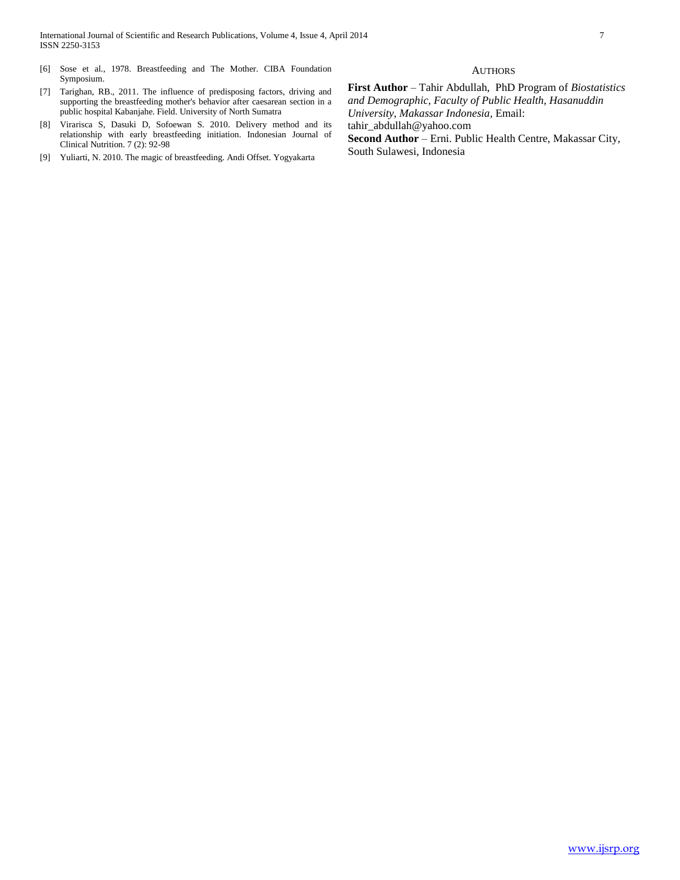[6] Sose et al., 1978. Breastfeeding and The Mother. CIBA Foundation Symposium.

[7] Tarighan, RB., 2011. The influence of predisposing factors, driving and supporting the breastfeeding mother's behavior after caesarean section in a public hospital Kabanjahe. Field. University of North Sumatra

[8] Virarisca S, Dasuki D, Sofoewan S. 2010. Delivery method and its relationship with early breastfeeding initiation. Indonesian Journal of Clinical Nutrition. 7 (2): 92-98

[9] Yuliarti, N. 2010. The magic of breastfeeding. Andi Offset. Yogyakarta

## AUTHORS

**First Author** – Tahir Abdullah, PhD Program of *Biostatistics and Demographic, Faculty of Public Health, Hasanuddin University, Makassar Indonesia,* Email: tahir_abdullah@yahoo.com

**Second Author** – Erni. Public Health Centre, Makassar City, South Sulawesi, Indonesia